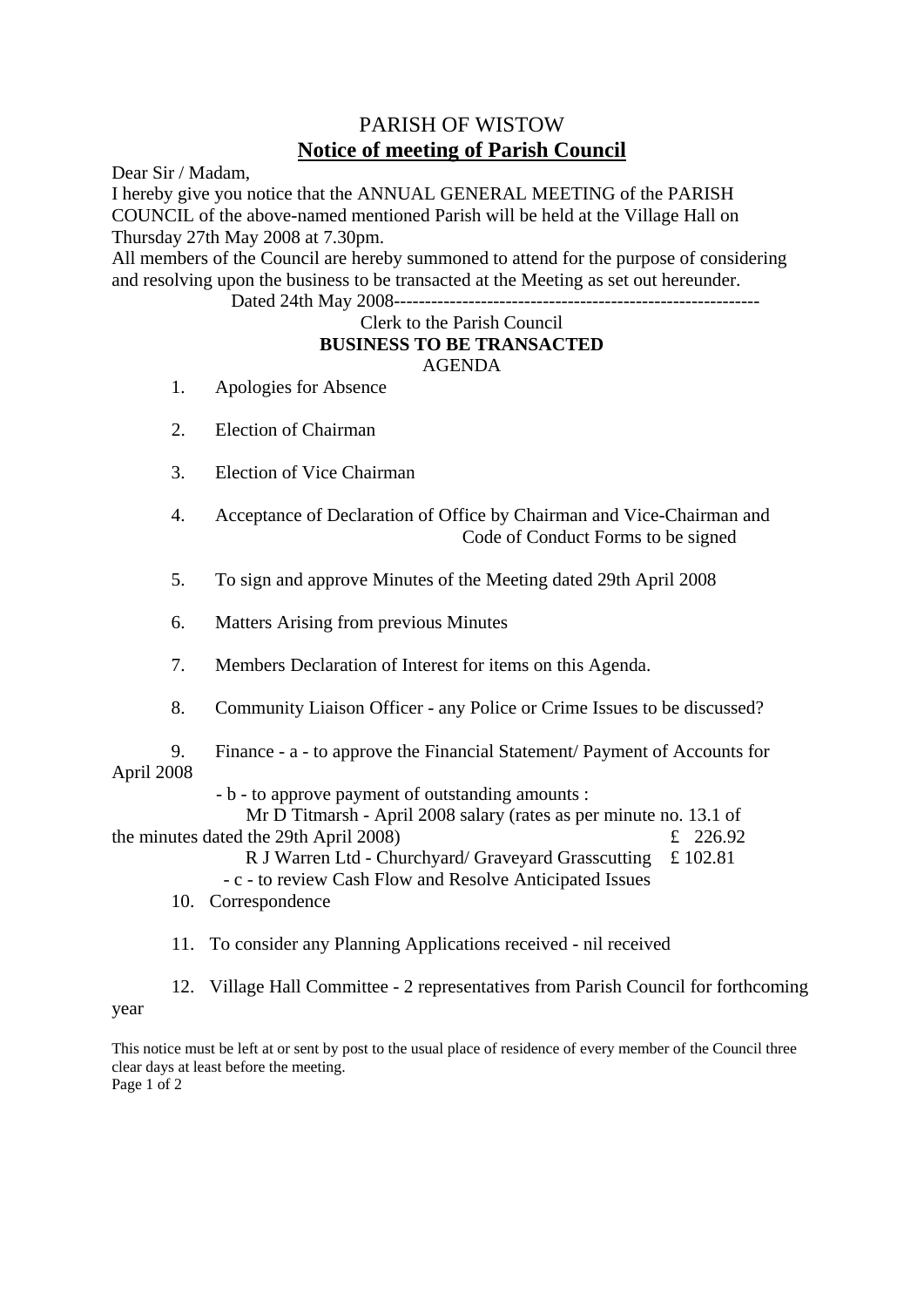# PARISH OF WISTOW

## Notice of meeting of Parish Council

Dear Sir / Madam,

I hereby give you notice that the ANNUAL GENERAL MEETING of the PARISH COUNCIL of the above-named mentioned Parish will be held at the Village Hall on Thursday 27th May 2008 at 7.30pm.

All members of the Council are hereby summoned to attend for the purpose of considering and resolving upon the business to be transacted at the Meeting as set out hereunder.

Dated 24th May 2008-----------------------------------------------------------

Clerk to the Parish Council

**BUSINESS TO BE TRANSACTED**

AGENDA

1. Apologies for Absence

2. Election of Chairman

3. Election of Vice Chairman

4. Acceptance of Declaration of Office by Chairman and Vice-Chairman and Code of Conduct Forms to be signed

5. To sign and approve Minutes of the Meeting dated 29th April 2008

6. Matters Arising from previous Minutes

7. Members Declaration of Interest for items on this Agenda.

8. Community Liaison Officer - any Police or Crime Issues to be discussed?

9. Finance - a - to approve the Financial Statement/ Payment of Accounts for April 2008
   - b - to approve payment of outstanding amounts :
     Mr D Titmarsh - April 2008 salary (rates as per minute no. 13.1 of the minutes dated the 29th April 2008) £ 226.92
     R J Warren Ltd - Churchyard/ Graveyard Grasscutting £ 102.81
   - c - to review Cash Flow and Resolve Anticipated Issues

10. Correspondence

11. To consider any Planning Applications received - nil received

12. Village Hall Committee - 2 representatives from Parish Council for forthcoming year

This notice must be left at or sent by post to the usual place of residence of every member of the Council three clear days at least before the meeting.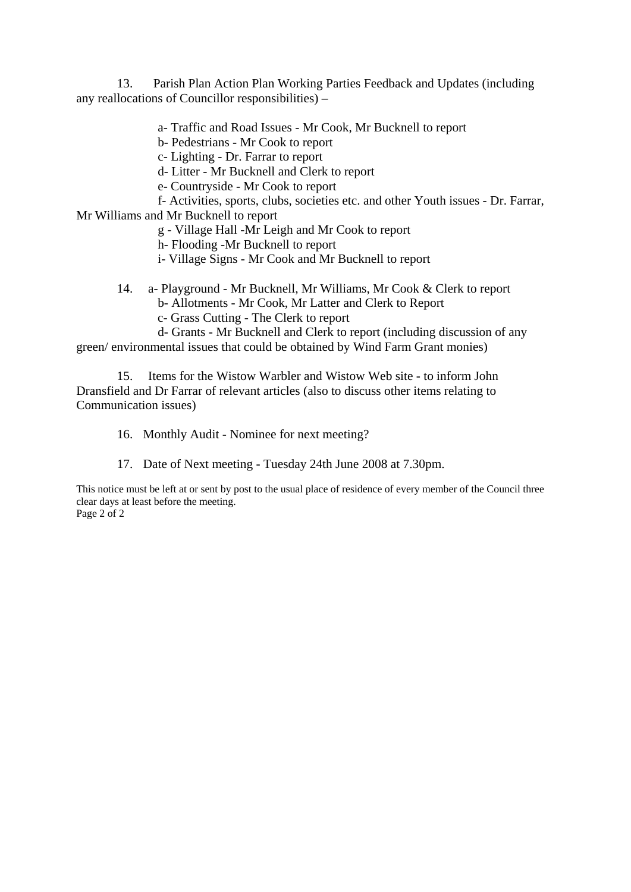13. Parish Plan Action Plan Working Parties Feedback and Updates (including any reallocations of Councillor responsibilities) –

    a- Traffic and Road Issues - Mr Cook, Mr Bucknell to report
    b- Pedestrians - Mr Cook to report
    c- Lighting - Dr. Farrar to report
    d- Litter - Mr Bucknell and Clerk to report
    e- Countryside - Mr Cook to report
    f- Activities, sports, clubs, societies etc. and other Youth issues - Dr. Farrar, Mr Williams and Mr Bucknell to report
    g - Village Hall -Mr Leigh and Mr Cook to report
    h- Flooding -Mr Bucknell to report
    i- Village Signs - Mr Cook and Mr Bucknell to report

14. a- Playground - Mr Bucknell, Mr Williams, Mr Cook & Clerk to report
    b- Allotments - Mr Cook, Mr Latter and Clerk to Report
    c- Grass Cutting - The Clerk to report
    d- Grants - Mr Bucknell and Clerk to report (including discussion of any green/ environmental issues that could be obtained by Wind Farm Grant monies)

15. Items for the Wistow Warbler and Wistow Web site - to inform John Dransfield and Dr Farrar of relevant articles (also to discuss other items relating to Communication issues)

16. Monthly Audit - Nominee for next meeting?

17. Date of Next meeting - Tuesday 24th June 2008 at 7.30pm.

This notice must be left at or sent by post to the usual place of residence of every member of the Council three clear days at least before the meeting.